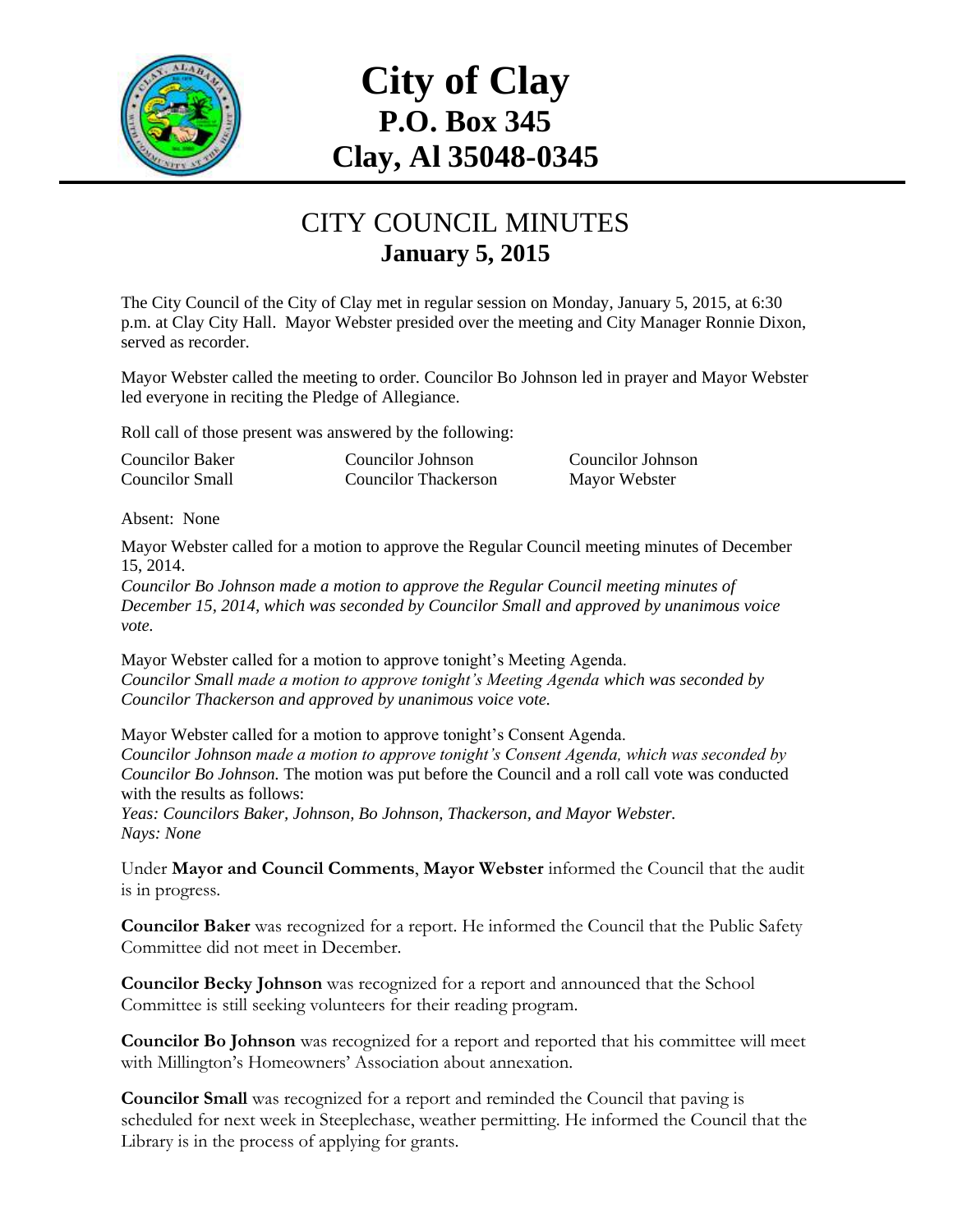# City of Clay
## P.O. Box 345
## Clay, Al 35048-0345

## CITY COUNCIL MINUTES
### January 5, 2015

The City Council of the City of Clay met in regular session on Monday, January 5, 2015, at 6:30 p.m. at Clay City Hall. Mayor Webster presided over the meeting and City Manager Ronnie Dixon, served as recorder.

Mayor Webster called the meeting to order. Councilor Bo Johnson led in prayer and Mayor Webster led everyone in reciting the Pledge of Allegiance.

Roll call of those present was answered by the following:

| | | |
|---|---|---|
| Councilor Baker | Councilor Johnson | Councilor Johnson |
| Councilor Small | Councilor Thackerson | Mayor Webster |

Absent: None

Mayor Webster called for a motion to approve the Regular Council meeting minutes of December 15, 2014.
*Councilor Bo Johnson made a motion to approve the Regular Council meeting minutes of December 15, 2014, which was seconded by Councilor Small and approved by unanimous voice vote.*

Mayor Webster called for a motion to approve tonight's Meeting Agenda.
*Councilor Small made a motion to approve tonight's Meeting Agenda which was seconded by Councilor Thackerson and approved by unanimous voice vote.*

Mayor Webster called for a motion to approve tonight's Consent Agenda.
*Councilor Johnson made a motion to approve tonight's Consent Agenda, which was seconded by Councilor Bo Johnson.* The motion was put before the Council and a roll call vote was conducted with the results as follows:
*Yeas: Councilors Baker, Johnson, Bo Johnson, Thackerson, and Mayor Webster.*
*Nays: None*

Under **Mayor and Council Comments**, **Mayor Webster** informed the Council that the audit is in progress.

**Councilor Baker** was recognized for a report. He informed the Council that the Public Safety Committee did not meet in December.

**Councilor Becky Johnson** was recognized for a report and announced that the School Committee is still seeking volunteers for their reading program.

**Councilor Bo Johnson** was recognized for a report and reported that his committee will meet with Millington's Homeowners' Association about annexation.

**Councilor Small** was recognized for a report and reminded the Council that paving is scheduled for next week in Steeplechase, weather permitting. He informed the Council that the Library is in the process of applying for grants.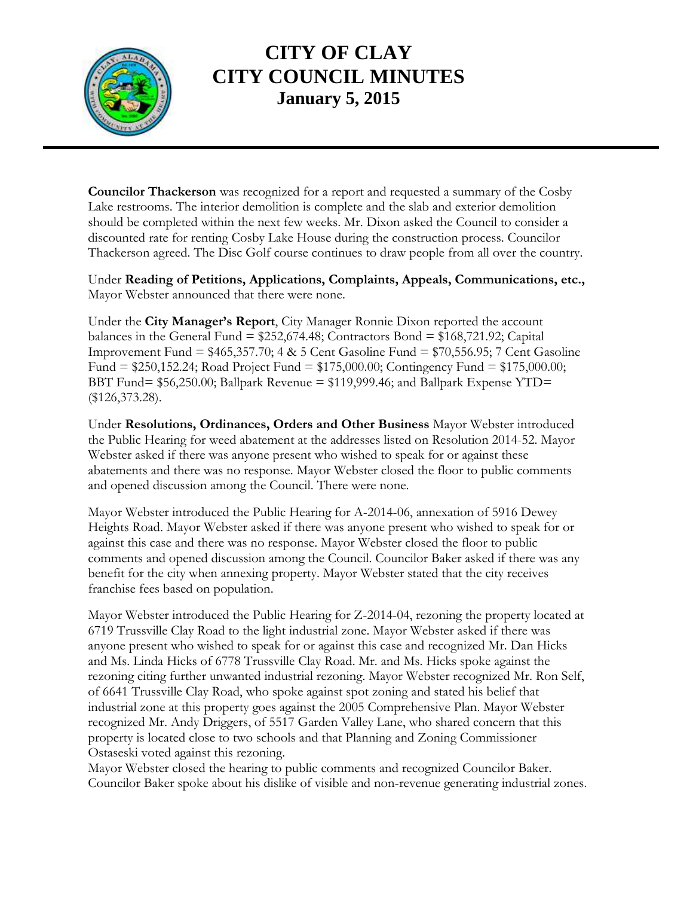# CITY OF CLAY
# CITY COUNCIL MINUTES
## January 5, 2015

**Councilor Thackerson** was recognized for a report and requested a summary of the Cosby Lake restrooms. The interior demolition is complete and the slab and exterior demolition should be completed within the next few weeks. Mr. Dixon asked the Council to consider a discounted rate for renting Cosby Lake House during the construction process. Councilor Thackerson agreed. The Disc Golf course continues to draw people from all over the country.

Under **Reading of Petitions, Applications, Complaints, Appeals, Communications, etc.,** Mayor Webster announced that there were none.

Under the **City Manager's Report**, City Manager Ronnie Dixon reported the account balances in the General Fund = $252,674.48; Contractors Bond = $168,721.92; Capital Improvement Fund = $465,357.70; 4 & 5 Cent Gasoline Fund = $70,556.95; 7 Cent Gasoline Fund = $250,152.24; Road Project Fund = $175,000.00; Contingency Fund = $175,000.00; BBT Fund= $56,250.00; Ballpark Revenue = $119,999.46; and Ballpark Expense YTD= ($126,373.28).

Under **Resolutions, Ordinances, Orders and Other Business** Mayor Webster introduced the Public Hearing for weed abatement at the addresses listed on Resolution 2014-52. Mayor Webster asked if there was anyone present who wished to speak for or against these abatements and there was no response. Mayor Webster closed the floor to public comments and opened discussion among the Council. There were none.

Mayor Webster introduced the Public Hearing for A-2014-06, annexation of 5916 Dewey Heights Road. Mayor Webster asked if there was anyone present who wished to speak for or against this case and there was no response. Mayor Webster closed the floor to public comments and opened discussion among the Council. Councilor Baker asked if there was any benefit for the city when annexing property. Mayor Webster stated that the city receives franchise fees based on population.

Mayor Webster introduced the Public Hearing for Z-2014-04, rezoning the property located at 6719 Trussville Clay Road to the light industrial zone. Mayor Webster asked if there was anyone present who wished to speak for or against this case and recognized Mr. Dan Hicks and Ms. Linda Hicks of 6778 Trussville Clay Road. Mr. and Ms. Hicks spoke against the rezoning citing further unwanted industrial rezoning. Mayor Webster recognized Mr. Ron Self, of 6641 Trussville Clay Road, who spoke against spot zoning and stated his belief that industrial zone at this property goes against the 2005 Comprehensive Plan. Mayor Webster recognized Mr. Andy Driggers, of 5517 Garden Valley Lane, who shared concern that this property is located close to two schools and that Planning and Zoning Commissioner Ostaseski voted against this rezoning.
Mayor Webster closed the hearing to public comments and recognized Councilor Baker. Councilor Baker spoke about his dislike of visible and non-revenue generating industrial zones.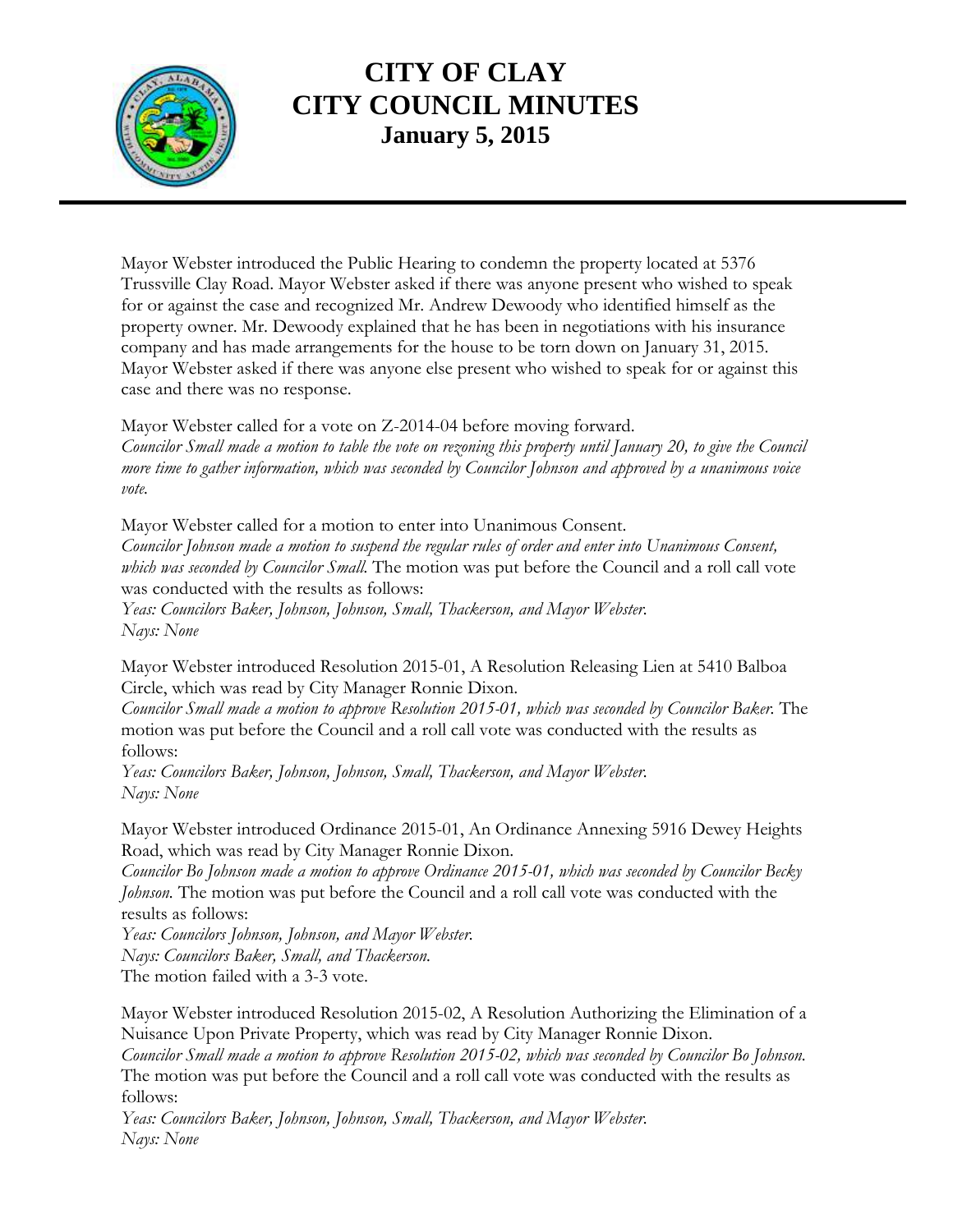# CITY OF CLAY
# CITY COUNCIL MINUTES
## January 5, 2015

Mayor Webster introduced the Public Hearing to condemn the property located at 5376 Trussville Clay Road. Mayor Webster asked if there was anyone present who wished to speak for or against the case and recognized Mr. Andrew Dewoody who identified himself as the property owner. Mr. Dewoody explained that he has been in negotiations with his insurance company and has made arrangements for the house to be torn down on January 31, 2015. Mayor Webster asked if there was anyone else present who wished to speak for or against this case and there was no response.

Mayor Webster called for a vote on Z-2014-04 before moving forward.
*Councilor Small made a motion to table the vote on rezoning this property until January 20, to give the Council more time to gather information, which was seconded by Councilor Johnson and approved by a unanimous voice vote.*

Mayor Webster called for a motion to enter into Unanimous Consent.
*Councilor Johnson made a motion to suspend the regular rules of order and enter into Unanimous Consent, which was seconded by Councilor Small.* The motion was put before the Council and a roll call vote was conducted with the results as follows:
*Yeas: Councilors Baker, Johnson, Johnson, Small, Thackerson, and Mayor Webster.*
*Nays: None*

Mayor Webster introduced Resolution 2015-01, A Resolution Releasing Lien at 5410 Balboa Circle, which was read by City Manager Ronnie Dixon.
*Councilor Small made a motion to approve Resolution 2015-01, which was seconded by Councilor Baker.* The motion was put before the Council and a roll call vote was conducted with the results as follows:
*Yeas: Councilors Baker, Johnson, Johnson, Small, Thackerson, and Mayor Webster.*
*Nays: None*

Mayor Webster introduced Ordinance 2015-01, An Ordinance Annexing 5916 Dewey Heights Road, which was read by City Manager Ronnie Dixon.
*Councilor Bo Johnson made a motion to approve Ordinance 2015-01, which was seconded by Councilor Becky Johnson.* The motion was put before the Council and a roll call vote was conducted with the results as follows:
*Yeas: Councilors Johnson, Johnson, and Mayor Webster.*
*Nays: Councilors Baker, Small, and Thackerson.*
The motion failed with a 3-3 vote.

Mayor Webster introduced Resolution 2015-02, A Resolution Authorizing the Elimination of a Nuisance Upon Private Property, which was read by City Manager Ronnie Dixon.
*Councilor Small made a motion to approve Resolution 2015-02, which was seconded by Councilor Bo Johnson.* The motion was put before the Council and a roll call vote was conducted with the results as follows:
*Yeas: Councilors Baker, Johnson, Johnson, Small, Thackerson, and Mayor Webster.*
*Nays: None*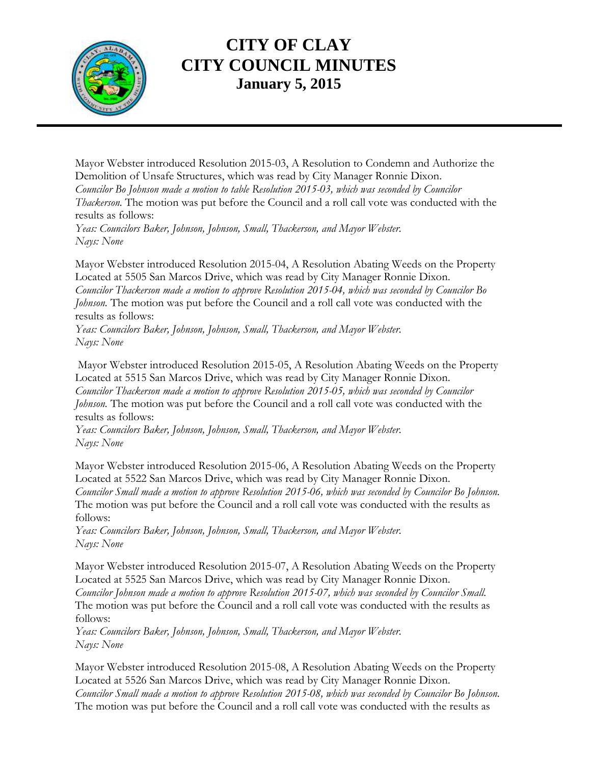# CITY OF CLAY
# CITY COUNCIL MINUTES
### January 5, 2015

Mayor Webster introduced Resolution 2015-03, A Resolution to Condemn and Authorize the Demolition of Unsafe Structures, which was read by City Manager Ronnie Dixon.
*Councilor Bo Johnson made a motion to table Resolution 2015-03, which was seconded by Councilor Thackerson.* The motion was put before the Council and a roll call vote was conducted with the results as follows:
*Yeas: Councilors Baker, Johnson, Johnson, Small, Thackerson, and Mayor Webster.*
*Nays: None*

Mayor Webster introduced Resolution 2015-04, A Resolution Abating Weeds on the Property Located at 5505 San Marcos Drive, which was read by City Manager Ronnie Dixon.
*Councilor Thackerson made a motion to approve Resolution 2015-04, which was seconded by Councilor Bo Johnson.* The motion was put before the Council and a roll call vote was conducted with the results as follows:
*Yeas: Councilors Baker, Johnson, Johnson, Small, Thackerson, and Mayor Webster.*
*Nays: None*

Mayor Webster introduced Resolution 2015-05, A Resolution Abating Weeds on the Property Located at 5515 San Marcos Drive, which was read by City Manager Ronnie Dixon.
*Councilor Thackerson made a motion to approve Resolution 2015-05, which was seconded by Councilor Johnson.* The motion was put before the Council and a roll call vote was conducted with the results as follows:
*Yeas: Councilors Baker, Johnson, Johnson, Small, Thackerson, and Mayor Webster.*
*Nays: None*

Mayor Webster introduced Resolution 2015-06, A Resolution Abating Weeds on the Property Located at 5522 San Marcos Drive, which was read by City Manager Ronnie Dixon.
*Councilor Small made a motion to approve Resolution 2015-06, which was seconded by Councilor Bo Johnson.* The motion was put before the Council and a roll call vote was conducted with the results as follows:
*Yeas: Councilors Baker, Johnson, Johnson, Small, Thackerson, and Mayor Webster.*
*Nays: None*

Mayor Webster introduced Resolution 2015-07, A Resolution Abating Weeds on the Property Located at 5525 San Marcos Drive, which was read by City Manager Ronnie Dixon.
*Councilor Johnson made a motion to approve Resolution 2015-07, which was seconded by Councilor Small.* The motion was put before the Council and a roll call vote was conducted with the results as follows:
*Yeas: Councilors Baker, Johnson, Johnson, Small, Thackerson, and Mayor Webster.*
*Nays: None*

Mayor Webster introduced Resolution 2015-08, A Resolution Abating Weeds on the Property Located at 5526 San Marcos Drive, which was read by City Manager Ronnie Dixon.
*Councilor Small made a motion to approve Resolution 2015-08, which was seconded by Councilor Bo Johnson.* The motion was put before the Council and a roll call vote was conducted with the results as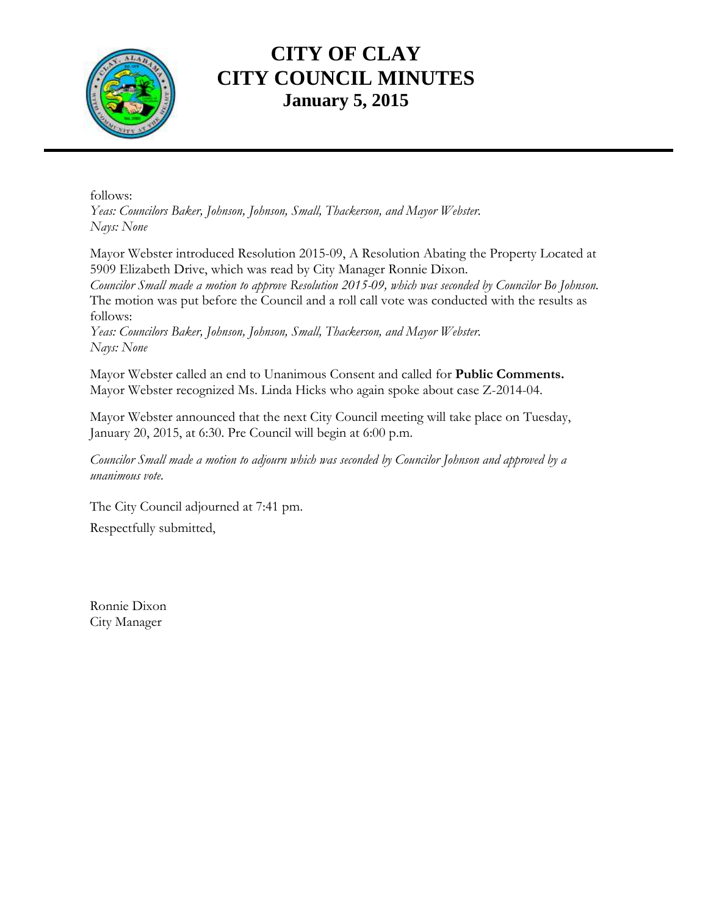# CITY OF CLAY
# CITY COUNCIL MINUTES
## January 5, 2015

follows:
*Yeas: Councilors Baker, Johnson, Johnson, Small, Thackerson, and Mayor Webster.*
*Nays: None*

Mayor Webster introduced Resolution 2015-09, A Resolution Abating the Property Located at 5909 Elizabeth Drive, which was read by City Manager Ronnie Dixon.
*Councilor Small made a motion to approve Resolution 2015-09, which was seconded by Councilor Bo Johnson.* The motion was put before the Council and a roll call vote was conducted with the results as follows:
*Yeas: Councilors Baker, Johnson, Johnson, Small, Thackerson, and Mayor Webster.*
*Nays: None*

Mayor Webster called an end to Unanimous Consent and called for **Public Comments.** Mayor Webster recognized Ms. Linda Hicks who again spoke about case Z-2014-04.

Mayor Webster announced that the next City Council meeting will take place on Tuesday, January 20, 2015, at 6:30. Pre Council will begin at 6:00 p.m.

*Councilor Small made a motion to adjourn which was seconded by Councilor Johnson and approved by a unanimous vote.*

The City Council adjourned at 7:41 pm.

Respectfully submitted,

Ronnie Dixon
City Manager